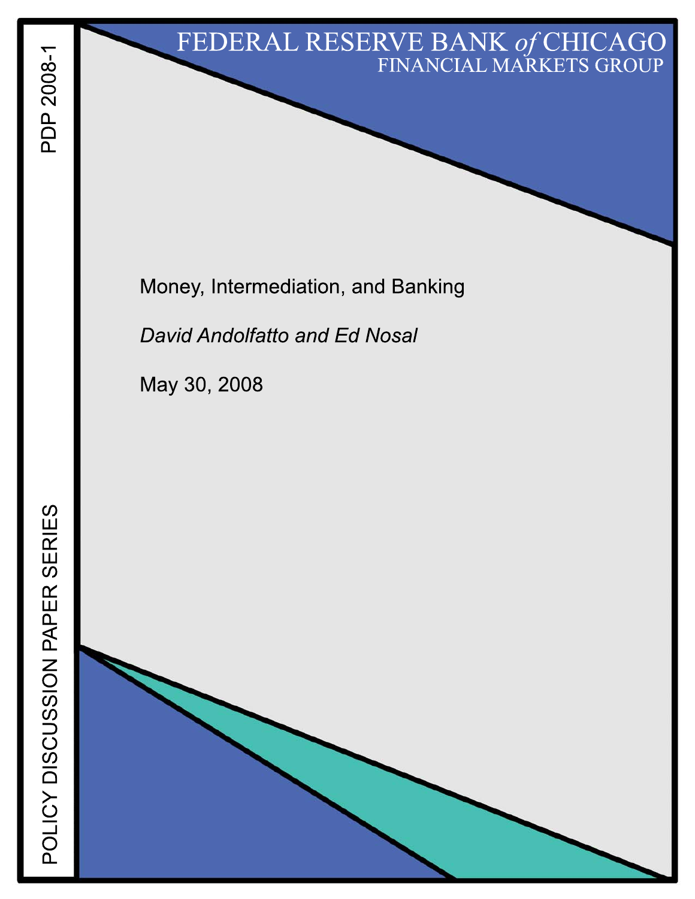FEDERAL RESERVE BANK *of* CHICAGO
FINANCIAL MARKETS GROUP

PDP 2008-1

# Money, Intermediation, and Banking

*David Andolfatto and Ed Nosal*

May 30, 2008

POLICY DISCUSSION PAPER SERIES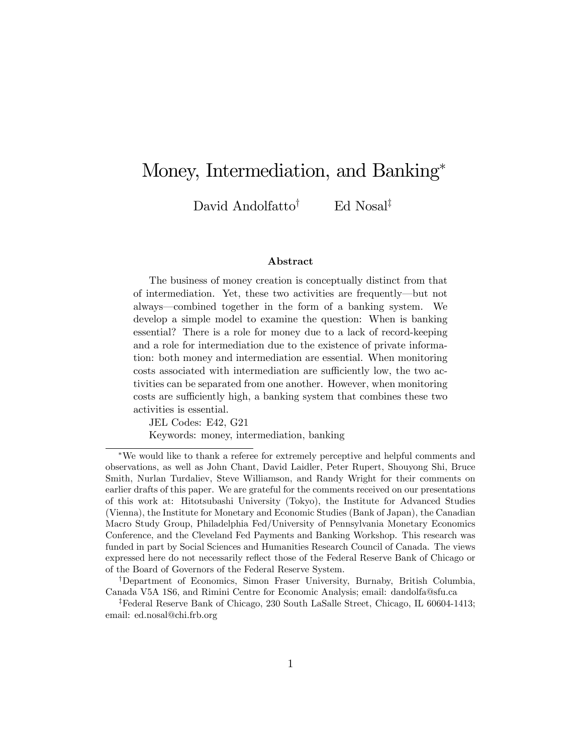# Money, Intermediation, and Banking*

David Andolfatto[†] Ed Nosal[‡]

### Abstract

The business of money creation is conceptually distinct from that of intermediation. Yet, these two activities are frequently—but not always—combined together in the form of a banking system. We develop a simple model to examine the question: When is banking essential? There is a role for money due to a lack of record-keeping and a role for intermediation due to the existence of private information: both money and intermediation are essential. When monitoring costs associated with intermediation are sufficiently low, the two activities can be separated from one another. However, when monitoring costs are sufficiently high, a banking system that combines these two activities is essential.

JEL Codes: E42, G21

Keywords: money, intermediation, banking

---

*We would like to thank a referee for extremely perceptive and helpful comments and observations, as well as John Chant, David Laidler, Peter Rupert, Shouyong Shi, Bruce Smith, Nurlan Turdaliev, Steve Williamson, and Randy Wright for their comments on earlier drafts of this paper. We are grateful for the comments received on our presentations of this work at: Hitotsubashi University (Tokyo), the Institute for Advanced Studies (Vienna), the Institute for Monetary and Economic Studies (Bank of Japan), the Canadian Macro Study Group, Philadelphia Fed/University of Pennsylvania Monetary Economics Conference, and the Cleveland Fed Payments and Banking Workshop. This research was funded in part by Social Sciences and Humanities Research Council of Canada. The views expressed here do not necessarily reflect those of the Federal Reserve Bank of Chicago or of the Board of Governors of the Federal Reserve System.

[†]Department of Economics, Simon Fraser University, Burnaby, British Columbia, Canada V5A 1S6, and Rimini Centre for Economic Analysis; email: dandolfa@sfu.ca

[‡]Federal Reserve Bank of Chicago, 230 South LaSalle Street, Chicago, IL 60604-1413; email: ed.nosal@chi.frb.org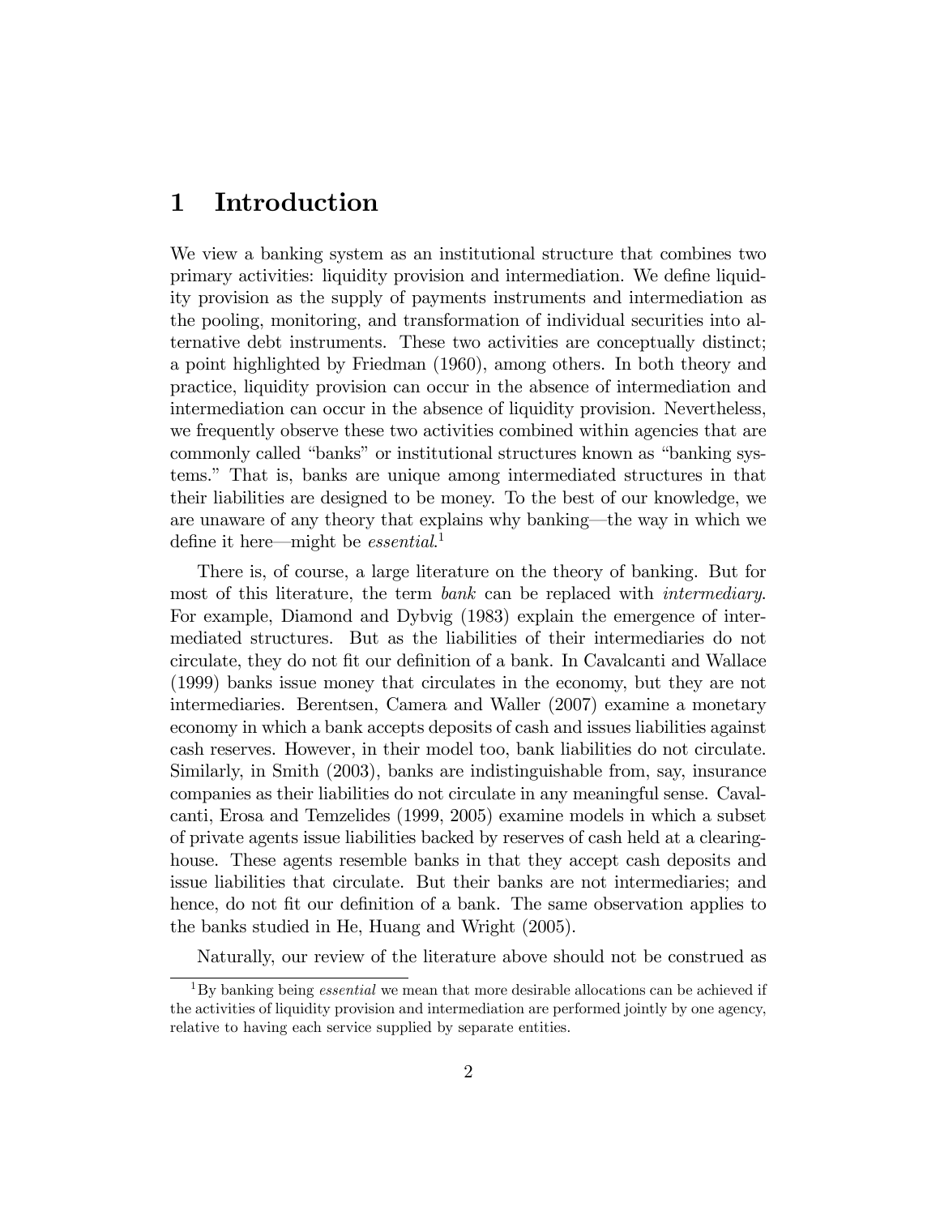# 1 Introduction

We view a banking system as an institutional structure that combines two primary activities: liquidity provision and intermediation. We define liquidity provision as the supply of payments instruments and intermediation as the pooling, monitoring, and transformation of individual securities into alternative debt instruments. These two activities are conceptually distinct; a point highlighted by Friedman (1960), among others. In both theory and practice, liquidity provision can occur in the absence of intermediation and intermediation can occur in the absence of liquidity provision. Nevertheless, we frequently observe these two activities combined within agencies that are commonly called "banks" or institutional structures known as "banking systems." That is, banks are unique among intermediated structures in that their liabilities are designed to be money. To the best of our knowledge, we are unaware of any theory that explains why banking—the way in which we define it here—might be *essential*.[1]

There is, of course, a large literature on the theory of banking. But for most of this literature, the term *bank* can be replaced with *intermediary*. For example, Diamond and Dybvig (1983) explain the emergence of intermediated structures. But as the liabilities of their intermediaries do not circulate, they do not fit our definition of a bank. In Cavalcanti and Wallace (1999) banks issue money that circulates in the economy, but they are not intermediaries. Berentsen, Camera and Waller (2007) examine a monetary economy in which a bank accepts deposits of cash and issues liabilities against cash reserves. However, in their model too, bank liabilities do not circulate. Similarly, in Smith (2003), banks are indistinguishable from, say, insurance companies as their liabilities do not circulate in any meaningful sense. Cavalcanti, Erosa and Temzelides (1999, 2005) examine models in which a subset of private agents issue liabilities backed by reserves of cash held at a clearinghouse. These agents resemble banks in that they accept cash deposits and issue liabilities that circulate. But their banks are not intermediaries; and hence, do not fit our definition of a bank. The same observation applies to the banks studied in He, Huang and Wright (2005).

Naturally, our review of the literature above should not be construed as

[1] By banking being *essential* we mean that more desirable allocations can be achieved if the activities of liquidity provision and intermediation are performed jointly by one agency, relative to having each service supplied by separate entities.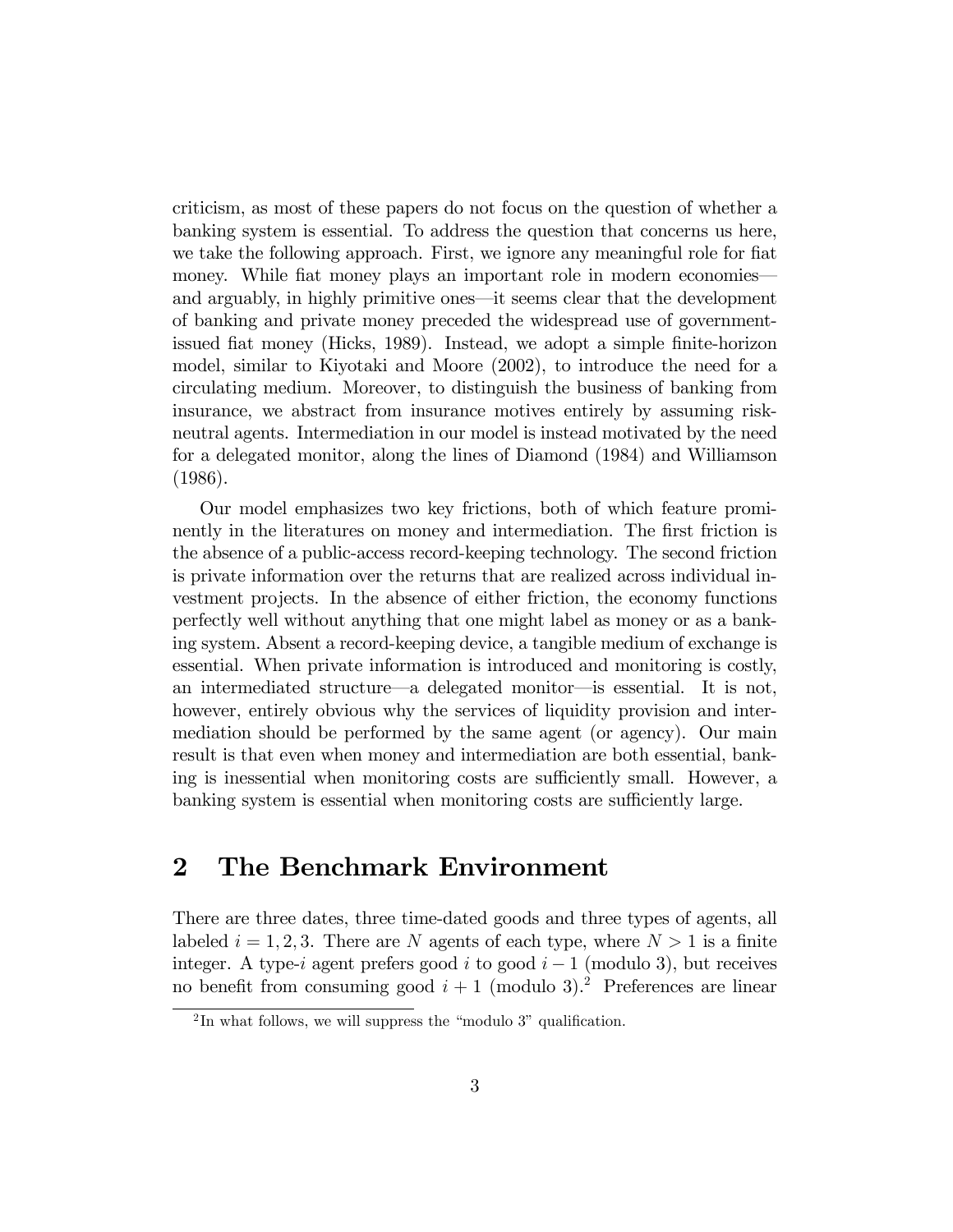criticism, as most of these papers do not focus on the question of whether a banking system is essential. To address the question that concerns us here, we take the following approach. First, we ignore any meaningful role for fiat money. While fiat money plays an important role in modern economies—and arguably, in highly primitive ones—it seems clear that the development of banking and private money preceded the widespread use of government-issued fiat money (Hicks, 1989). Instead, we adopt a simple finite-horizon model, similar to Kiyotaki and Moore (2002), to introduce the need for a circulating medium. Moreover, to distinguish the business of banking from insurance, we abstract from insurance motives entirely by assuming risk-neutral agents. Intermediation in our model is instead motivated by the need for a delegated monitor, along the lines of Diamond (1984) and Williamson (1986).

Our model emphasizes two key frictions, both of which feature prominently in the literatures on money and intermediation. The first friction is the absence of a public-access record-keeping technology. The second friction is private information over the returns that are realized across individual investment projects. In the absence of either friction, the economy functions perfectly well without anything that one might label as money or as a banking system. Absent a record-keeping device, a tangible medium of exchange is essential. When private information is introduced and monitoring is costly, an intermediated structure—a delegated monitor—is essential. It is not, however, entirely obvious why the services of liquidity provision and intermediation should be performed by the same agent (or agency). Our main result is that even when money and intermediation are both essential, banking is inessential when monitoring costs are sufficiently small. However, a banking system is essential when monitoring costs are sufficiently large.

## 2 The Benchmark Environment

There are three dates, three time-dated goods and three types of agents, all labeled $i = 1, 2, 3$. There are $N$ agents of each type, where $N > 1$ is a finite integer. A type-$i$ agent prefers good $i$ to good $i - 1$ (modulo 3), but receives no benefit from consuming good $i + 1$ (modulo 3).[2] Preferences are linear

[2] In what follows, we will suppress the "modulo 3" qualification.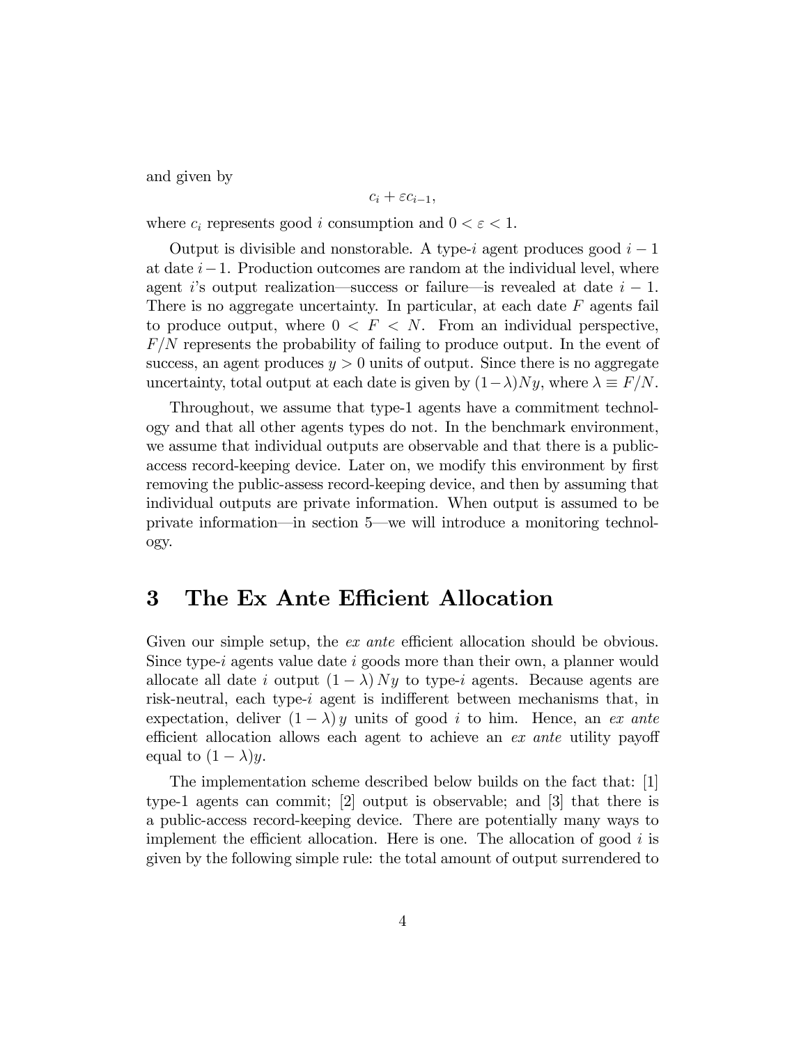and given by

$$c_i + \varepsilon c_{i-1},$$

where $c_i$ represents good $i$ consumption and $0 < \varepsilon < 1$.

Output is divisible and nonstorable. A type-$i$ agent produces good $i-1$ at date $i-1$. Production outcomes are random at the individual level, where agent $i$'s output realization—success or failure—is revealed at date $i-1$. There is no aggregate uncertainty. In particular, at each date $F$ agents fail to produce output, where $0 < F < N$. From an individual perspective, $F/N$ represents the probability of failing to produce output. In the event of success, an agent produces $y > 0$ units of output. Since there is no aggregate uncertainty, total output at each date is given by $(1-\lambda)Ny$, where $\lambda \equiv F/N$.

Throughout, we assume that type-1 agents have a commitment technology and that all other agents types do not. In the benchmark environment, we assume that individual outputs are observable and that there is a public-access record-keeping device. Later on, we modify this environment by first removing the public-assess record-keeping device, and then by assuming that individual outputs are private information. When output is assumed to be private information—in section 5—we will introduce a monitoring technology.

# 3 The Ex Ante Efficient Allocation

Given our simple setup, the *ex ante* efficient allocation should be obvious. Since type-$i$ agents value date $i$ goods more than their own, a planner would allocate all date $i$ output $(1-\lambda)Ny$ to type-$i$ agents. Because agents are risk-neutral, each type-$i$ agent is indifferent between mechanisms that, in expectation, deliver $(1-\lambda)y$ units of good $i$ to him. Hence, an *ex ante* efficient allocation allows each agent to achieve an *ex ante* utility payoff equal to $(1-\lambda)y$.

The implementation scheme described below builds on the fact that: [1] type-1 agents can commit; [2] output is observable; and [3] that there is a public-access record-keeping device. There are potentially many ways to implement the efficient allocation. Here is one. The allocation of good $i$ is given by the following simple rule: the total amount of output surrendered to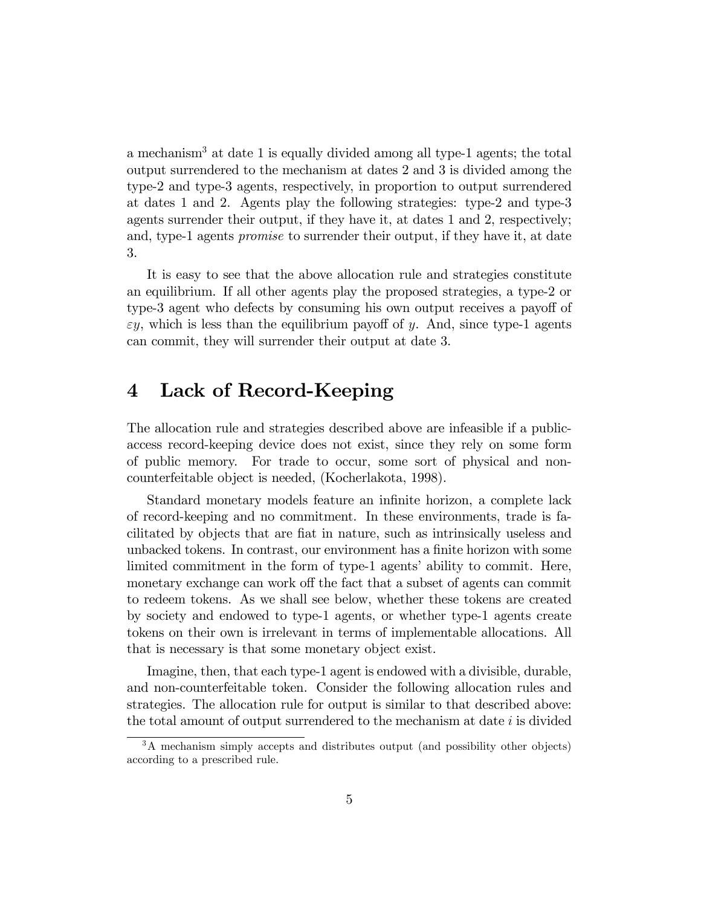a mechanism[3] at date 1 is equally divided among all type-1 agents; the total output surrendered to the mechanism at dates 2 and 3 is divided among the type-2 and type-3 agents, respectively, in proportion to output surrendered at dates 1 and 2. Agents play the following strategies: type-2 and type-3 agents surrender their output, if they have it, at dates 1 and 2, respectively; and, type-1 agents *promise* to surrender their output, if they have it, at date 3.

It is easy to see that the above allocation rule and strategies constitute an equilibrium. If all other agents play the proposed strategies, a type-2 or type-3 agent who defects by consuming his own output receives a payoff of $\varepsilon y$, which is less than the equilibrium payoff of $y$. And, since type-1 agents can commit, they will surrender their output at date 3.

# 4 Lack of Record-Keeping

The allocation rule and strategies described above are infeasible if a public-access record-keeping device does not exist, since they rely on some form of public memory. For trade to occur, some sort of physical and non-counterfeitable object is needed, (Kocherlakota, 1998).

Standard monetary models feature an infinite horizon, a complete lack of record-keeping and no commitment. In these environments, trade is facilitated by objects that are fiat in nature, such as intrinsically useless and unbacked tokens. In contrast, our environment has a finite horizon with some limited commitment in the form of type-1 agents' ability to commit. Here, monetary exchange can work off the fact that a subset of agents can commit to redeem tokens. As we shall see below, whether these tokens are created by society and endowed to type-1 agents, or whether type-1 agents create tokens on their own is irrelevant in terms of implementable allocations. All that is necessary is that some monetary object exist.

Imagine, then, that each type-1 agent is endowed with a divisible, durable, and non-counterfeitable token. Consider the following allocation rules and strategies. The allocation rule for output is similar to that described above: the total amount of output surrendered to the mechanism at date $i$ is divided

[3] A mechanism simply accepts and distributes output (and possibility other objects) according to a prescribed rule.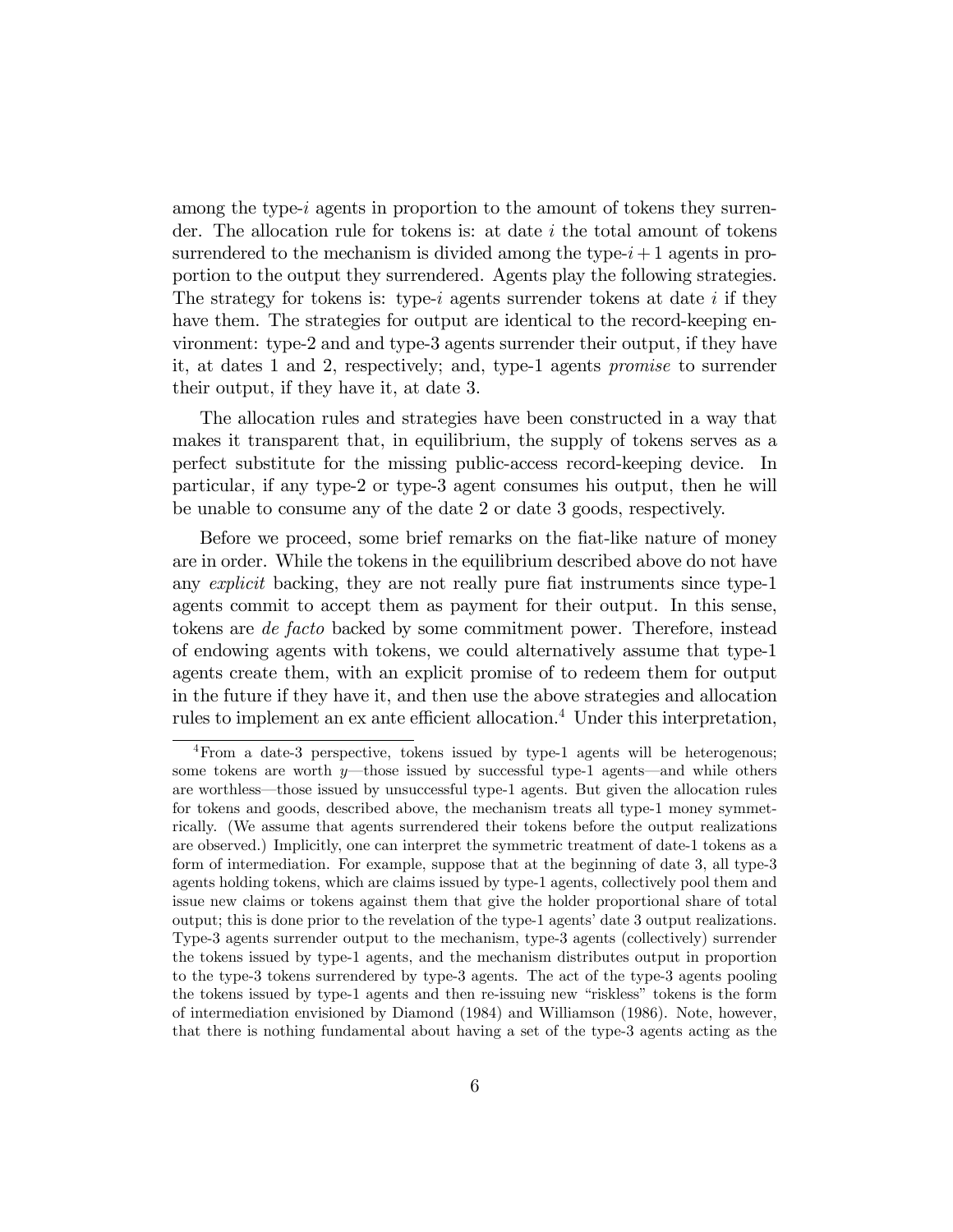among the type-$i$ agents in proportion to the amount of tokens they surrender. The allocation rule for tokens is: at date $i$ the total amount of tokens surrendered to the mechanism is divided among the type-$i+1$ agents in proportion to the output they surrendered. Agents play the following strategies. The strategy for tokens is: type-$i$ agents surrender tokens at date $i$ if they have them. The strategies for output are identical to the record-keeping environment: type-2 and and type-3 agents surrender their output, if they have it, at dates 1 and 2, respectively; and, type-1 agents *promise* to surrender their output, if they have it, at date 3.

The allocation rules and strategies have been constructed in a way that makes it transparent that, in equilibrium, the supply of tokens serves as a perfect substitute for the missing public-access record-keeping device. In particular, if any type-2 or type-3 agent consumes his output, then he will be unable to consume any of the date 2 or date 3 goods, respectively.

Before we proceed, some brief remarks on the fiat-like nature of money are in order. While the tokens in the equilibrium described above do not have any *explicit* backing, they are not really pure fiat instruments since type-1 agents commit to accept them as payment for their output. In this sense, tokens are *de facto* backed by some commitment power. Therefore, instead of endowing agents with tokens, we could alternatively assume that type-1 agents create them, with an explicit promise of to redeem them for output in the future if they have it, and then use the above strategies and allocation rules to implement an ex ante efficient allocation.[4] Under this interpretation,

[4] From a date-3 perspective, tokens issued by type-1 agents will be heterogenous; some tokens are worth $y$—those issued by successful type-1 agents—and while others are worthless—those issued by unsuccessful type-1 agents. But given the allocation rules for tokens and goods, described above, the mechanism treats all type-1 money symmetrically. (We assume that agents surrendered their tokens before the output realizations are observed.) Implicitly, one can interpret the symmetric treatment of date-1 tokens as a form of intermediation. For example, suppose that at the beginning of date 3, all type-3 agents holding tokens, which are claims issued by type-1 agents, collectively pool them and issue new claims or tokens against them that give the holder proportional share of total output; this is done prior to the revelation of the type-1 agents' date 3 output realizations. Type-3 agents surrender output to the mechanism, type-3 agents (collectively) surrender the tokens issued by type-1 agents, and the mechanism distributes output in proportion to the type-3 tokens surrendered by type-3 agents. The act of the type-3 agents pooling the tokens issued by type-1 agents and then re-issuing new "riskless" tokens is the form of intermediation envisioned by Diamond (1984) and Williamson (1986). Note, however, that there is nothing fundamental about having a set of the type-3 agents acting as the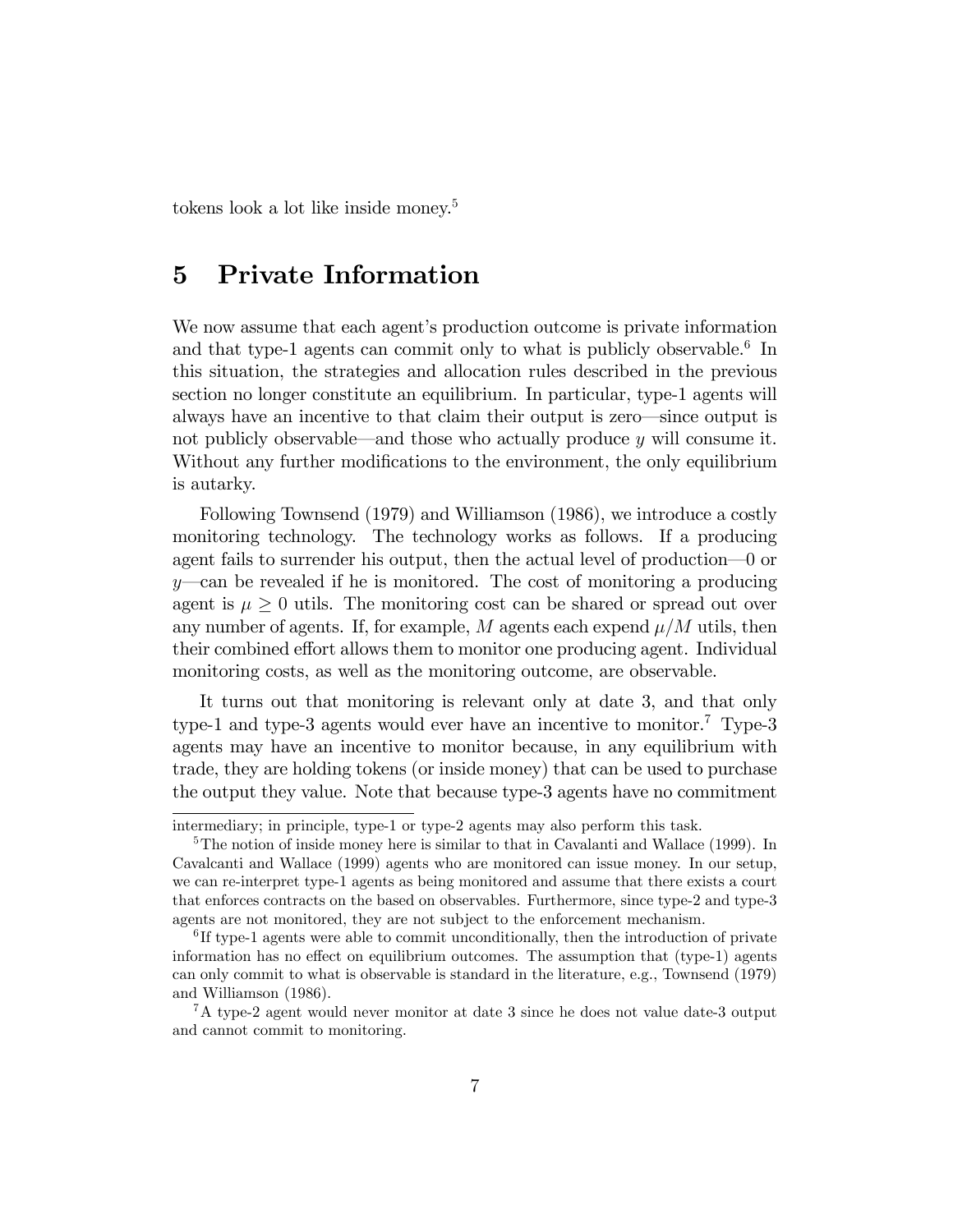tokens look a lot like inside money.[5]

## 5 Private Information

We now assume that each agent's production outcome is private information and that type-1 agents can commit only to what is publicly observable.[6] In this situation, the strategies and allocation rules described in the previous section no longer constitute an equilibrium. In particular, type-1 agents will always have an incentive to that claim their output is zero—since output is not publicly observable—and those who actually produce $y$ will consume it. Without any further modifications to the environment, the only equilibrium is autarky.

Following Townsend (1979) and Williamson (1986), we introduce a costly monitoring technology. The technology works as follows. If a producing agent fails to surrender his output, then the actual level of production—0 or $y$—can be revealed if he is monitored. The cost of monitoring a producing agent is $\mu \geq 0$ utils. The monitoring cost can be shared or spread out over any number of agents. If, for example, $M$ agents each expend $\mu/M$ utils, then their combined effort allows them to monitor one producing agent. Individual monitoring costs, as well as the monitoring outcome, are observable.

It turns out that monitoring is relevant only at date 3, and that only type-1 and type-3 agents would ever have an incentive to monitor.[7] Type-3 agents may have an incentive to monitor because, in any equilibrium with trade, they are holding tokens (or inside money) that can be used to purchase the output they value. Note that because type-3 agents have no commitment

---

intermediary; in principle, type-1 or type-2 agents may also perform this task.

[5] The notion of inside money here is similar to that in Cavalanti and Wallace (1999). In Cavalcanti and Wallace (1999) agents who are monitored can issue money. In our setup, we can re-interpret type-1 agents as being monitored and assume that there exists a court that enforces contracts on the based on observables. Furthermore, since type-2 and type-3 agents are not monitored, they are not subject to the enforcement mechanism.

[6] If type-1 agents were able to commit unconditionally, then the introduction of private information has no effect on equilibrium outcomes. The assumption that (type-1) agents can only commit to what is observable is standard in the literature, e.g., Townsend (1979) and Williamson (1986).

[7] A type-2 agent would never monitor at date 3 since he does not value date-3 output and cannot commit to monitoring.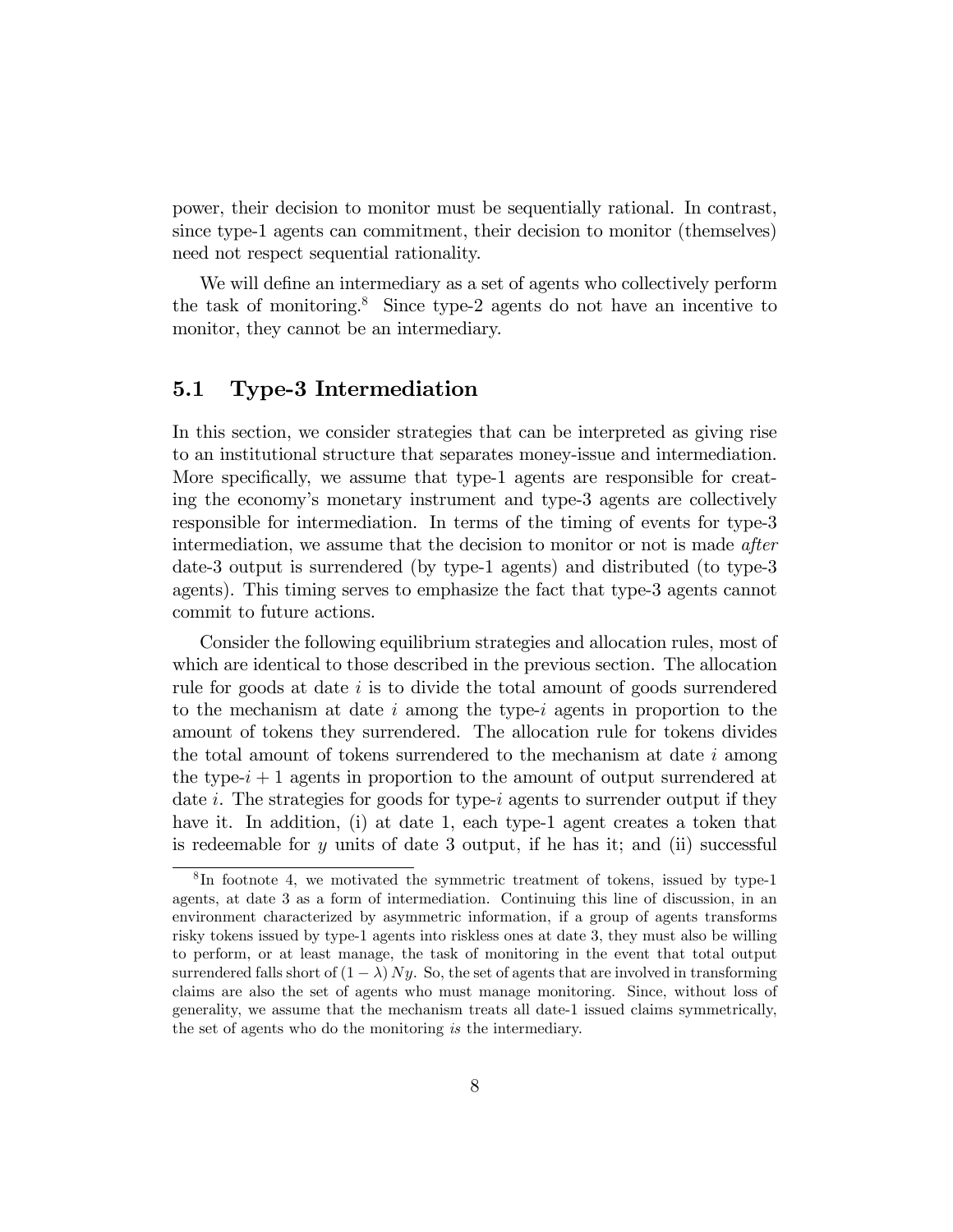power, their decision to monitor must be sequentially rational. In contrast, since type-1 agents can commitment, their decision to monitor (themselves) need not respect sequential rationality.

We will define an intermediary as a set of agents who collectively perform the task of monitoring.[8] Since type-2 agents do not have an incentive to monitor, they cannot be an intermediary.

## 5.1 Type-3 Intermediation

In this section, we consider strategies that can be interpreted as giving rise to an institutional structure that separates money-issue and intermediation. More specifically, we assume that type-1 agents are responsible for creating the economy's monetary instrument and type-3 agents are collectively responsible for intermediation. In terms of the timing of events for type-3 intermediation, we assume that the decision to monitor or not is made *after* date-3 output is surrendered (by type-1 agents) and distributed (to type-3 agents). This timing serves to emphasize the fact that type-3 agents cannot commit to future actions.

Consider the following equilibrium strategies and allocation rules, most of which are identical to those described in the previous section. The allocation rule for goods at date $i$ is to divide the total amount of goods surrendered to the mechanism at date $i$ among the type-$i$ agents in proportion to the amount of tokens they surrendered. The allocation rule for tokens divides the total amount of tokens surrendered to the mechanism at date $i$ among the type-$i+1$ agents in proportion to the amount of output surrendered at date $i$. The strategies for goods for type-$i$ agents to surrender output if they have it. In addition, (i) at date 1, each type-1 agent creates a token that is redeemable for $y$ units of date 3 output, if he has it; and (ii) successful

[8] In footnote 4, we motivated the symmetric treatment of tokens, issued by type-1 agents, at date 3 as a form of intermediation. Continuing this line of discussion, in an environment characterized by asymmetric information, if a group of agents transforms risky tokens issued by type-1 agents into riskless ones at date 3, they must also be willing to perform, or at least manage, the task of monitoring in the event that total output surrendered falls short of $(1-\lambda)Ny$. So, the set of agents that are involved in transforming claims are also the set of agents who must manage monitoring. Since, without loss of generality, we assume that the mechanism treats all date-1 issued claims symmetrically, the set of agents who do the monitoring *is* the intermediary.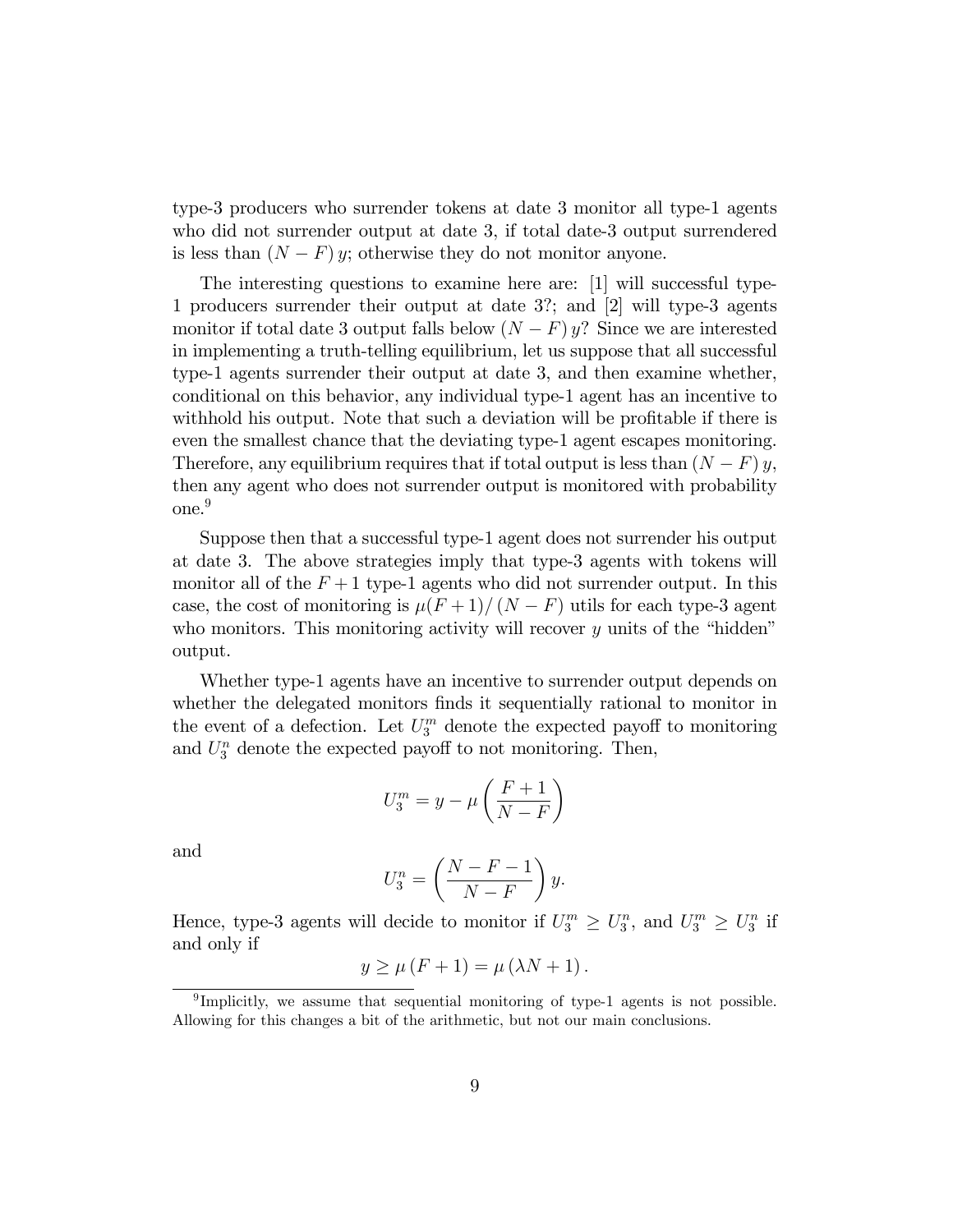type-3 producers who surrender tokens at date 3 monitor all type-1 agents who did not surrender output at date 3, if total date-3 output surrendered is less than $(N-F)\,y$; otherwise they do not monitor anyone.

The interesting questions to examine here are: [1] will successful type-1 producers surrender their output at date 3?; and [2] will type-3 agents monitor if total date 3 output falls below $(N-F)\,y$? Since we are interested in implementing a truth-telling equilibrium, let us suppose that all successful type-1 agents surrender their output at date 3, and then examine whether, conditional on this behavior, any individual type-1 agent has an incentive to withhold his output. Note that such a deviation will be profitable if there is even the smallest chance that the deviating type-1 agent escapes monitoring. Therefore, any equilibrium requires that if total output is less than $(N-F)\,y$, then any agent who does not surrender output is monitored with probability one.[9]

Suppose then that a successful type-1 agent does not surrender his output at date 3. The above strategies imply that type-3 agents with tokens will monitor all of the $F+1$ type-1 agents who did not surrender output. In this case, the cost of monitoring is $\mu(F+1)/\,(N-F)$ utils for each type-3 agent who monitors. This monitoring activity will recover $y$ units of the "hidden" output.

Whether type-1 agents have an incentive to surrender output depends on whether the delegated monitors finds it sequentially rational to monitor in the event of a defection. Let $U_3^m$ denote the expected payoff to monitoring and $U_3^n$ denote the expected payoff to not monitoring. Then,

$$U_3^m = y - \mu\left(\frac{F+1}{N-F}\right)$$

and

$$U_3^n = \left(\frac{N-F-1}{N-F}\right)y.$$

Hence, type-3 agents will decide to monitor if $U_3^m \geq U_3^n$, and $U_3^m \geq U_3^n$ if and only if

$$y \geq \mu\,(F+1) = \mu\,(\lambda N + 1)\,.$$

[9] Implicitly, we assume that sequential monitoring of type-1 agents is not possible. Allowing for this changes a bit of the arithmetic, but not our main conclusions.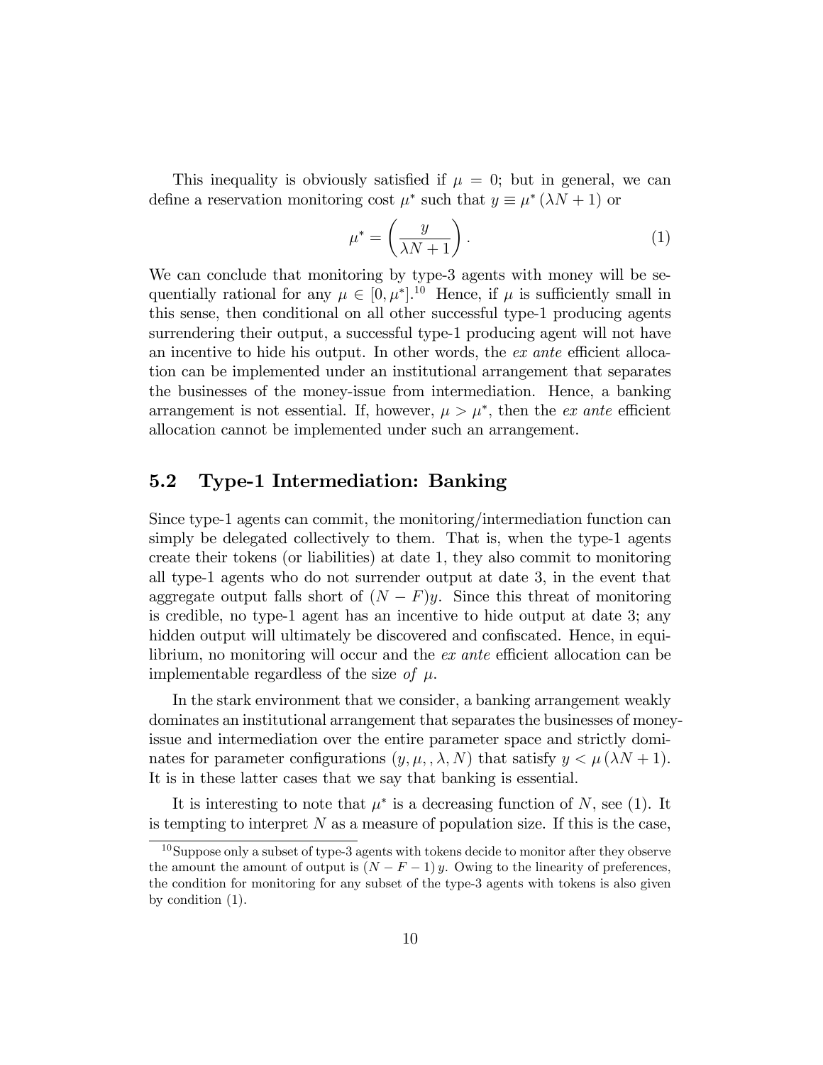This inequality is obviously satisfied if $\mu = 0$; but in general, we can define a reservation monitoring cost $\mu^*$ such that $y \equiv \mu^* (\lambda N + 1)$ or

$$\mu^* = \left( \frac{y}{\lambda N + 1} \right). \tag{1}$$

We can conclude that monitoring by type-3 agents with money will be sequentially rational for any $\mu \in [0, \mu^*]$.[10] Hence, if $\mu$ is sufficiently small in this sense, then conditional on all other successful type-1 producing agents surrendering their output, a successful type-1 producing agent will not have an incentive to hide his output. In other words, the *ex ante* efficient allocation can be implemented under an institutional arrangement that separates the businesses of the money-issue from intermediation. Hence, a banking arrangement is not essential. If, however, $\mu > \mu^*$, then the *ex ante* efficient allocation cannot be implemented under such an arrangement.

## 5.2 Type-1 Intermediation: Banking

Since type-1 agents can commit, the monitoring/intermediation function can simply be delegated collectively to them. That is, when the type-1 agents create their tokens (or liabilities) at date 1, they also commit to monitoring all type-1 agents who do not surrender output at date 3, in the event that aggregate output falls short of $(N - F)y$. Since this threat of monitoring is credible, no type-1 agent has an incentive to hide output at date 3; any hidden output will ultimately be discovered and confiscated. Hence, in equilibrium, no monitoring will occur and the *ex ante* efficient allocation can be implementable regardless of the size *of* $\mu$.

In the stark environment that we consider, a banking arrangement weakly dominates an institutional arrangement that separates the businesses of money-issue and intermediation over the entire parameter space and strictly dominates for parameter configurations $(y, \mu, , \lambda, N)$ that satisfy $y < \mu (\lambda N + 1)$. It is in these latter cases that we say that banking is essential.

It is interesting to note that $\mu^*$ is a decreasing function of $N$, see (1). It is tempting to interpret $N$ as a measure of population size. If this is the case,

[10] Suppose only a subset of type-3 agents with tokens decide to monitor after they observe the amount the amount of output is $(N - F - 1) y$. Owing to the linearity of preferences, the condition for monitoring for any subset of the type-3 agents with tokens is also given by condition (1).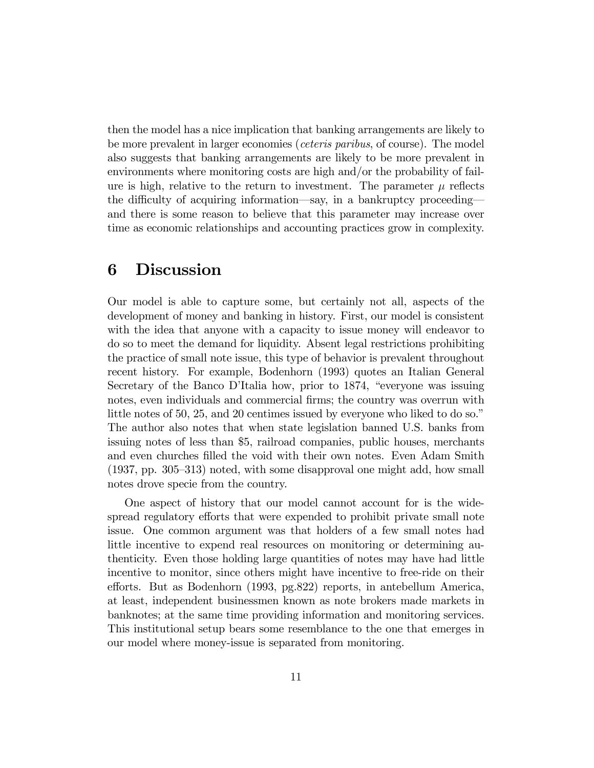then the model has a nice implication that banking arrangements are likely to be more prevalent in larger economies (*ceteris paribus*, of course). The model also suggests that banking arrangements are likely to be more prevalent in environments where monitoring costs are high and/or the probability of failure is high, relative to the return to investment. The parameter $\mu$ reflects the difficulty of acquiring information—say, in a bankruptcy proceeding—and there is some reason to believe that this parameter may increase over time as economic relationships and accounting practices grow in complexity.

# 6 Discussion

Our model is able to capture some, but certainly not all, aspects of the development of money and banking in history. First, our model is consistent with the idea that anyone with a capacity to issue money will endeavor to do so to meet the demand for liquidity. Absent legal restrictions prohibiting the practice of small note issue, this type of behavior is prevalent throughout recent history. For example, Bodenhorn (1993) quotes an Italian General Secretary of the Banco D'Italia how, prior to 1874, "everyone was issuing notes, even individuals and commercial firms; the country was overrun with little notes of 50, 25, and 20 centimes issued by everyone who liked to do so." The author also notes that when state legislation banned U.S. banks from issuing notes of less than \$5, railroad companies, public houses, merchants and even churches filled the void with their own notes. Even Adam Smith (1937, pp. 305–313) noted, with some disapproval one might add, how small notes drove specie from the country.

One aspect of history that our model cannot account for is the widespread regulatory efforts that were expended to prohibit private small note issue. One common argument was that holders of a few small notes had little incentive to expend real resources on monitoring or determining authenticity. Even those holding large quantities of notes may have had little incentive to monitor, since others might have incentive to free-ride on their efforts. But as Bodenhorn (1993, pg.822) reports, in antebellum America, at least, independent businessmen known as note brokers made markets in banknotes; at the same time providing information and monitoring services. This institutional setup bears some resemblance to the one that emerges in our model where money-issue is separated from monitoring.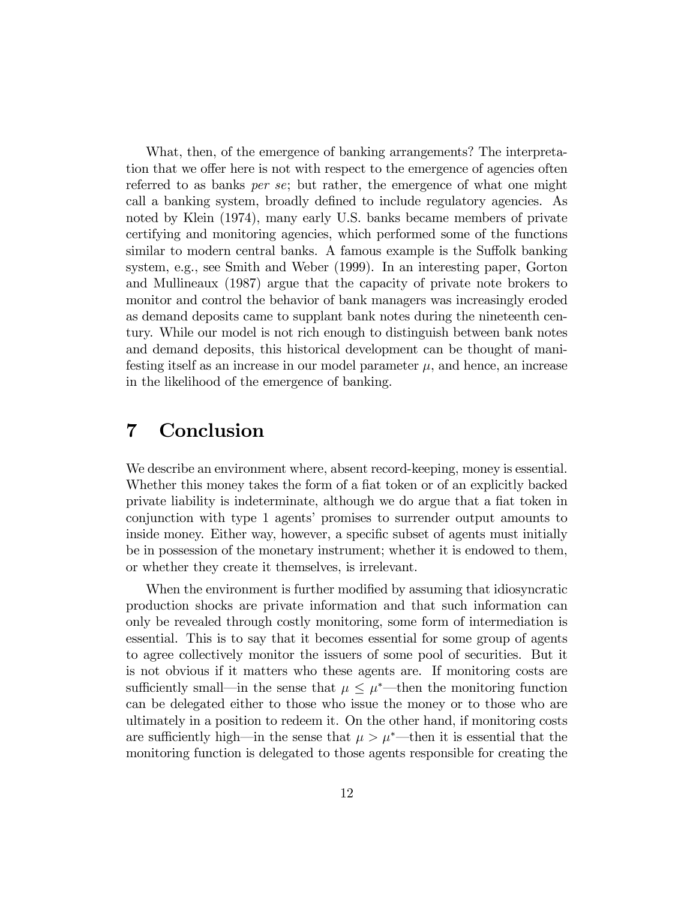What, then, of the emergence of banking arrangements? The interpretation that we offer here is not with respect to the emergence of agencies often referred to as banks *per se*; but rather, the emergence of what one might call a banking system, broadly defined to include regulatory agencies. As noted by Klein (1974), many early U.S. banks became members of private certifying and monitoring agencies, which performed some of the functions similar to modern central banks. A famous example is the Suffolk banking system, e.g., see Smith and Weber (1999). In an interesting paper, Gorton and Mullineaux (1987) argue that the capacity of private note brokers to monitor and control the behavior of bank managers was increasingly eroded as demand deposits came to supplant bank notes during the nineteenth century. While our model is not rich enough to distinguish between bank notes and demand deposits, this historical development can be thought of manifesting itself as an increase in our model parameter $\mu$, and hence, an increase in the likelihood of the emergence of banking.

# 7 Conclusion

We describe an environment where, absent record-keeping, money is essential. Whether this money takes the form of a fiat token or of an explicitly backed private liability is indeterminate, although we do argue that a fiat token in conjunction with type 1 agents' promises to surrender output amounts to inside money. Either way, however, a specific subset of agents must initially be in possession of the monetary instrument; whether it is endowed to them, or whether they create it themselves, is irrelevant.

When the environment is further modified by assuming that idiosyncratic production shocks are private information and that such information can only be revealed through costly monitoring, some form of intermediation is essential. This is to say that it becomes essential for some group of agents to agree collectively monitor the issuers of some pool of securities. But it is not obvious if it matters who these agents are. If monitoring costs are sufficiently small—in the sense that $\mu \leq \mu^*$—then the monitoring function can be delegated either to those who issue the money or to those who are ultimately in a position to redeem it. On the other hand, if monitoring costs are sufficiently high—in the sense that $\mu > \mu^*$—then it is essential that the monitoring function is delegated to those agents responsible for creating the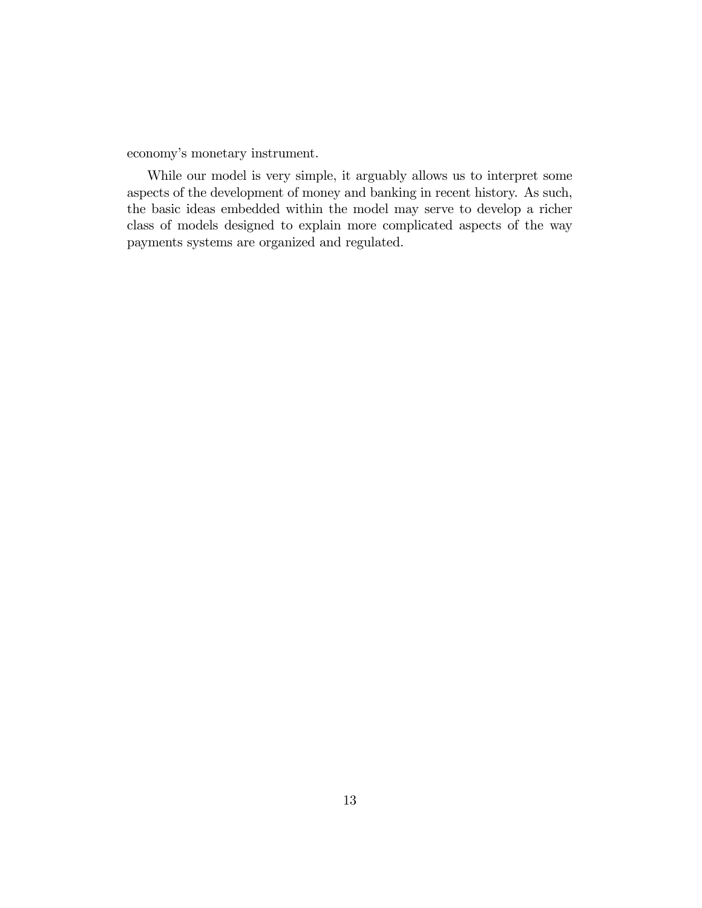economy's monetary instrument.

While our model is very simple, it arguably allows us to interpret some aspects of the development of money and banking in recent history. As such, the basic ideas embedded within the model may serve to develop a richer class of models designed to explain more complicated aspects of the way payments systems are organized and regulated.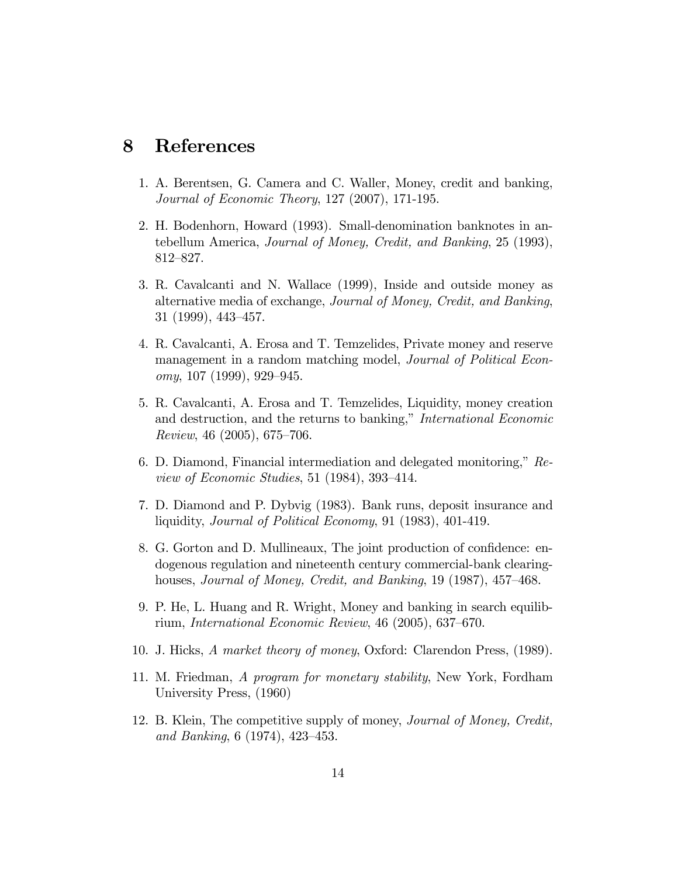# 8 References

1. A. Berentsen, G. Camera and C. Waller, Money, credit and banking, *Journal of Economic Theory*, 127 (2007), 171-195.
2. H. Bodenhorn, Howard (1993). Small-denomination banknotes in antebellum America, *Journal of Money, Credit, and Banking*, 25 (1993), 812–827.
3. R. Cavalcanti and N. Wallace (1999), Inside and outside money as alternative media of exchange, *Journal of Money, Credit, and Banking*, 31 (1999), 443–457.
4. R. Cavalcanti, A. Erosa and T. Temzelides, Private money and reserve management in a random matching model, *Journal of Political Economy*, 107 (1999), 929–945.
5. R. Cavalcanti, A. Erosa and T. Temzelides, Liquidity, money creation and destruction, and the returns to banking," *International Economic Review*, 46 (2005), 675–706.
6. D. Diamond, Financial intermediation and delegated monitoring," *Review of Economic Studies*, 51 (1984), 393–414.
7. D. Diamond and P. Dybvig (1983). Bank runs, deposit insurance and liquidity, *Journal of Political Economy*, 91 (1983), 401-419.
8. G. Gorton and D. Mullineaux, The joint production of confidence: endogenous regulation and nineteenth century commercial-bank clearinghouses, *Journal of Money, Credit, and Banking*, 19 (1987), 457–468.
9. P. He, L. Huang and R. Wright, Money and banking in search equilibrium, *International Economic Review*, 46 (2005), 637–670.
10. J. Hicks, *A market theory of money*, Oxford: Clarendon Press, (1989).
11. M. Friedman, *A program for monetary stability*, New York, Fordham University Press, (1960)
12. B. Klein, The competitive supply of money, *Journal of Money, Credit, and Banking*, 6 (1974), 423–453.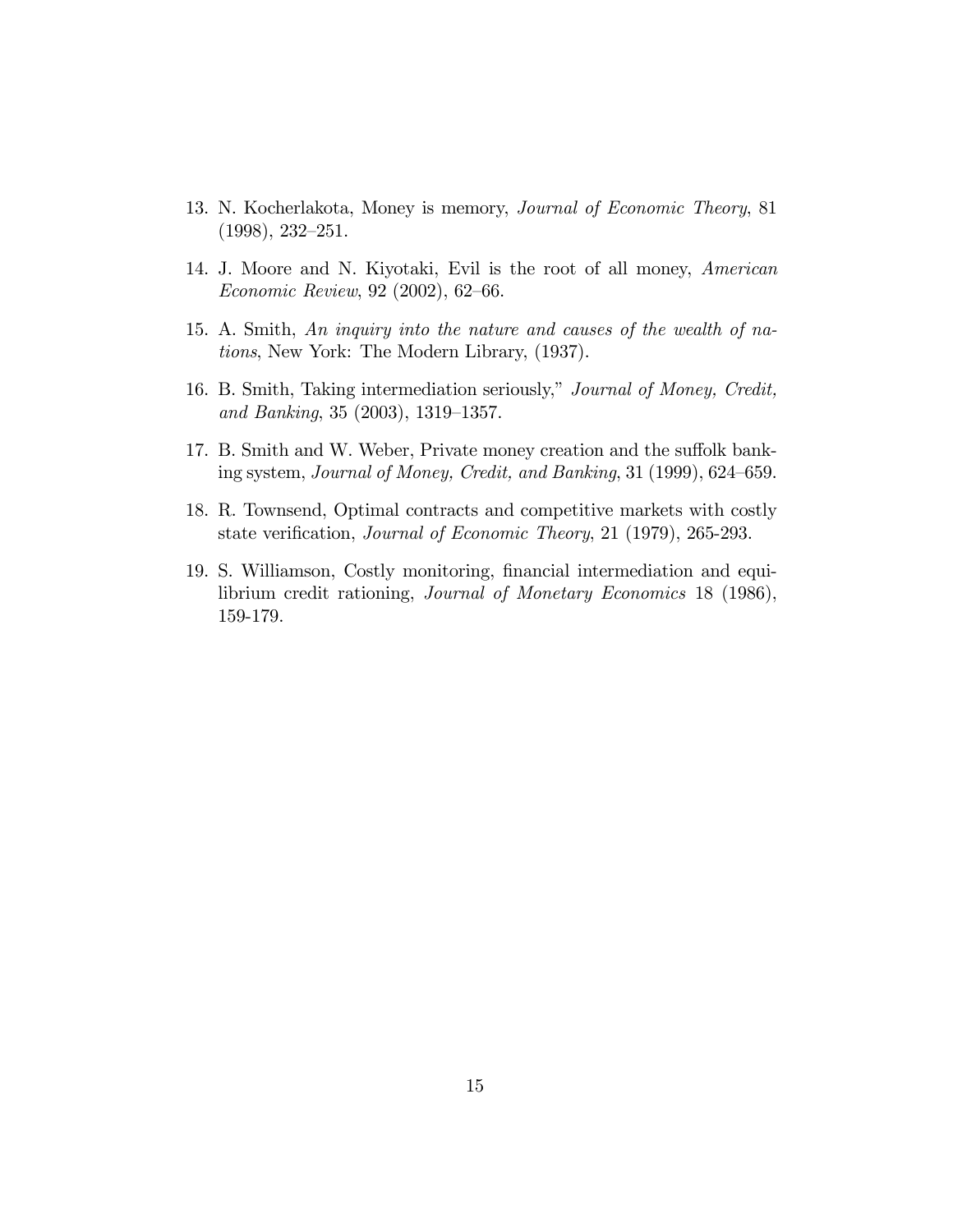13. N. Kocherlakota, Money is memory, *Journal of Economic Theory*, 81 (1998), 232–251.

14. J. Moore and N. Kiyotaki, Evil is the root of all money, *American Economic Review*, 92 (2002), 62–66.

15. A. Smith, *An inquiry into the nature and causes of the wealth of nations*, New York: The Modern Library, (1937).

16. B. Smith, Taking intermediation seriously," *Journal of Money, Credit, and Banking*, 35 (2003), 1319–1357.

17. B. Smith and W. Weber, Private money creation and the suffolk banking system, *Journal of Money, Credit, and Banking*, 31 (1999), 624–659.

18. R. Townsend, Optimal contracts and competitive markets with costly state verification, *Journal of Economic Theory*, 21 (1979), 265-293.

19. S. Williamson, Costly monitoring, financial intermediation and equilibrium credit rationing, *Journal of Monetary Economics* 18 (1986), 159-179.